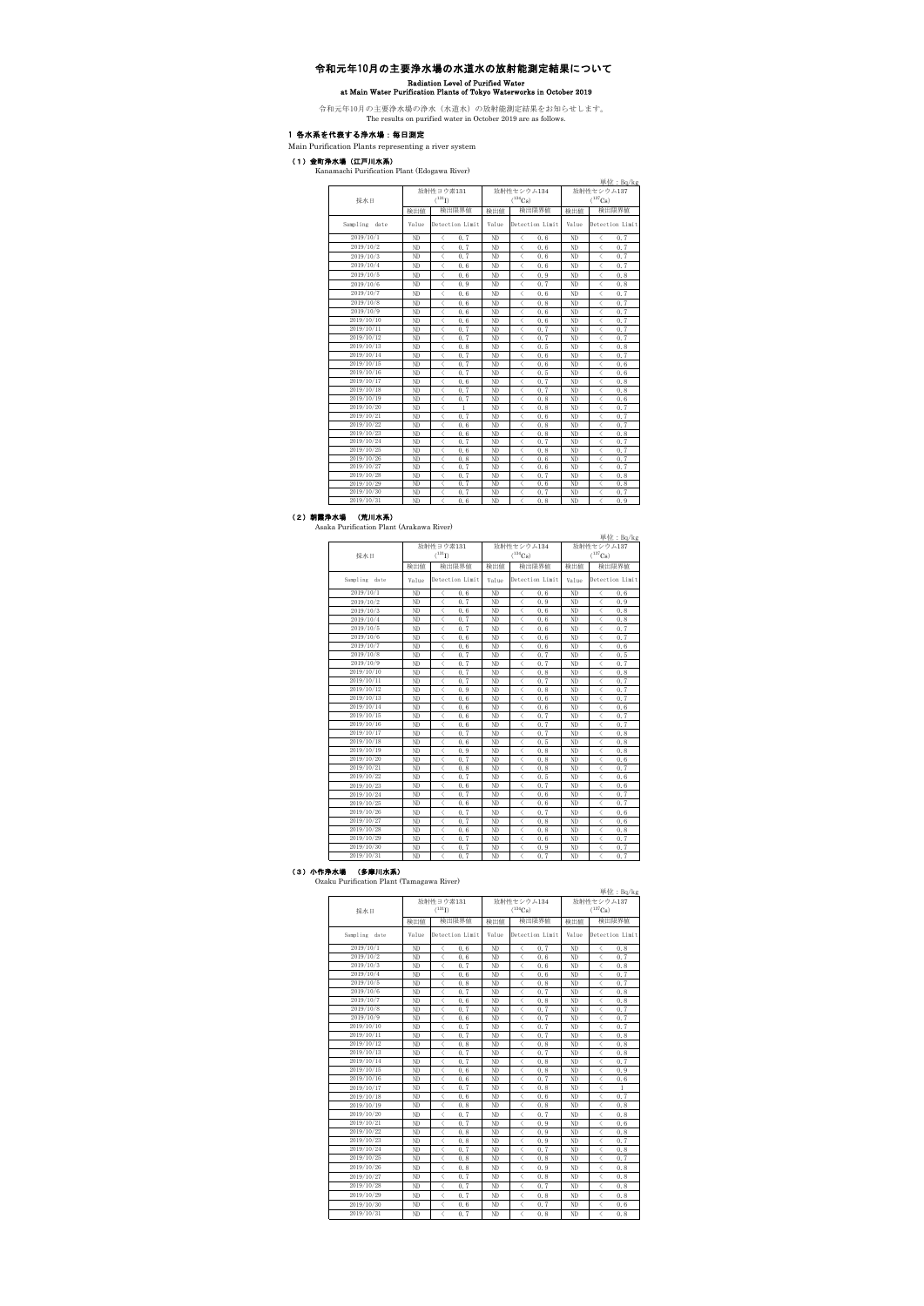# 令和元年10月の主要浄水場の水道水の放射能測定結果について

**Radiation Level of Purified Water at Main Water Purification Plants of Tokyo Waterworks in October 2019**

令和元年10月の主要浄水場の浄水（水道水）の放射能測定結果をお知らせします。
The results on purified water in October 2019 are as follows.

## 1 各水系を代表する浄水場：毎日測定

Main Purification Plants representing a river system

### （1）金町浄水場（江戸川水系）

Kanamachi Purification Plant (Edogawa River)

単位：Bq/kg

| 採水日 | 放射性ヨウ素131 ($^{131}I$) | | | 放射性セシウム134 ($^{134}Cs$) | | | 放射性セシウム137 ($^{137}Cs$) | | |
|---|---|---|---|---|---|---|---|---|---|
| | 検出値 | 検出限界値 | | 検出値 | 検出限界値 | | 検出値 | 検出限界値 | |
| Sampling date | Value | Detection Limit | | Value | Detection Limit | | Value | Detection Limit | |
| 2019/10/1 | ND | < | 0.7 | ND | < | 0.6 | ND | < | 0.7 |
| 2019/10/2 | ND | < | 0.7 | ND | < | 0.6 | ND | < | 0.7 |
| 2019/10/3 | ND | < | 0.7 | ND | < | 0.6 | ND | < | 0.7 |
| 2019/10/4 | ND | < | 0.6 | ND | < | 0.6 | ND | < | 0.7 |
| 2019/10/5 | ND | < | 0.6 | ND | < | 0.9 | ND | < | 0.8 |
| 2019/10/6 | ND | < | 0.9 | ND | < | 0.7 | ND | < | 0.8 |
| 2019/10/7 | ND | < | 0.6 | ND | < | 0.6 | ND | < | 0.7 |
| 2019/10/8 | ND | < | 0.6 | ND | < | 0.8 | ND | < | 0.7 |
| 2019/10/9 | ND | < | 0.6 | ND | < | 0.6 | ND | < | 0.7 |
| 2019/10/10 | ND | < | 0.6 | ND | < | 0.6 | ND | < | 0.7 |
| 2019/10/11 | ND | < | 0.7 | ND | < | 0.7 | ND | < | 0.7 |
| 2019/10/12 | ND | < | 0.7 | ND | < | 0.7 | ND | < | 0.7 |
| 2019/10/13 | ND | < | 0.8 | ND | < | 0.5 | ND | < | 0.8 |
| 2019/10/14 | ND | < | 0.7 | ND | < | 0.6 | ND | < | 0.7 |
| 2019/10/15 | ND | < | 0.7 | ND | < | 0.6 | ND | < | 0.6 |
| 2019/10/16 | ND | < | 0.7 | ND | < | 0.5 | ND | < | 0.6 |
| 2019/10/17 | ND | < | 0.6 | ND | < | 0.7 | ND | < | 0.8 |
| 2019/10/18 | ND | < | 0.7 | ND | < | 0.7 | ND | < | 0.8 |
| 2019/10/19 | ND | < | 0.7 | ND | < | 0.8 | ND | < | 0.6 |
| 2019/10/20 | ND | < | 1 | ND | < | 0.8 | ND | < | 0.7 |
| 2019/10/21 | ND | < | 0.7 | ND | < | 0.6 | ND | < | 0.7 |
| 2019/10/22 | ND | < | 0.6 | ND | < | 0.8 | ND | < | 0.7 |
| 2019/10/23 | ND | < | 0.6 | ND | < | 0.8 | ND | < | 0.8 |
| 2019/10/24 | ND | < | 0.7 | ND | < | 0.7 | ND | < | 0.7 |
| 2019/10/25 | ND | < | 0.6 | ND | < | 0.8 | ND | < | 0.7 |
| 2019/10/26 | ND | < | 0.8 | ND | < | 0.6 | ND | < | 0.7 |
| 2019/10/27 | ND | < | 0.7 | ND | < | 0.6 | ND | < | 0.7 |
| 2019/10/28 | ND | < | 0.7 | ND | < | 0.7 | ND | < | 0.8 |
| 2019/10/29 | ND | < | 0.7 | ND | < | 0.6 | ND | < | 0.8 |
| 2019/10/30 | ND | < | 0.7 | ND | < | 0.7 | ND | < | 0.7 |
| 2019/10/31 | ND | < | 0.6 | ND | < | 0.8 | ND | < | 0.9 |

### （2）朝霞浄水場　（荒川水系）

Asaka Purification Plant (Arakawa River)

単位：Bq/kg

| 採水日 | 放射性ヨウ素131 ($^{131}I$) | | | 放射性セシウム134 ($^{134}Cs$) | | | 放射性セシウム137 ($^{137}Cs$) | | |
|---|---|---|---|---|---|---|---|---|---|
| | 検出値 | 検出限界値 | | 検出値 | 検出限界値 | | 検出値 | 検出限界値 | |
| Sampling date | Value | Detection Limit | | Value | Detection Limit | | Value | Detection Limit | |
| 2019/10/1 | ND | < | 0.6 | ND | < | 0.6 | ND | < | 0.6 |
| 2019/10/2 | ND | < | 0.7 | ND | < | 0.9 | ND | < | 0.9 |
| 2019/10/3 | ND | < | 0.6 | ND | < | 0.6 | ND | < | 0.8 |
| 2019/10/4 | ND | < | 0.7 | ND | < | 0.6 | ND | < | 0.8 |
| 2019/10/5 | ND | < | 0.7 | ND | < | 0.6 | ND | < | 0.7 |
| 2019/10/6 | ND | < | 0.6 | ND | < | 0.6 | ND | < | 0.7 |
| 2019/10/7 | ND | < | 0.6 | ND | < | 0.6 | ND | < | 0.6 |
| 2019/10/8 | ND | < | 0.7 | ND | < | 0.7 | ND | < | 0.5 |
| 2019/10/9 | ND | < | 0.7 | ND | < | 0.7 | ND | < | 0.7 |
| 2019/10/10 | ND | < | 0.7 | ND | < | 0.8 | ND | < | 0.8 |
| 2019/10/11 | ND | < | 0.7 | ND | < | 0.7 | ND | < | 0.7 |
| 2019/10/12 | ND | < | 0.9 | ND | < | 0.8 | ND | < | 0.7 |
| 2019/10/13 | ND | < | 0.6 | ND | < | 0.6 | ND | < | 0.7 |
| 2019/10/14 | ND | < | 0.6 | ND | < | 0.6 | ND | < | 0.6 |
| 2019/10/15 | ND | < | 0.6 | ND | < | 0.7 | ND | < | 0.7 |
| 2019/10/16 | ND | < | 0.6 | ND | < | 0.7 | ND | < | 0.7 |
| 2019/10/17 | ND | < | 0.7 | ND | < | 0.7 | ND | < | 0.8 |
| 2019/10/18 | ND | < | 0.6 | ND | < | 0.5 | ND | < | 0.8 |
| 2019/10/19 | ND | < | 0.9 | ND | < | 0.8 | ND | < | 0.8 |
| 2019/10/20 | ND | < | 0.7 | ND | < | 0.8 | ND | < | 0.6 |
| 2019/10/21 | ND | < | 0.8 | ND | < | 0.8 | ND | < | 0.7 |
| 2019/10/22 | ND | < | 0.7 | ND | < | 0.5 | ND | < | 0.6 |
| 2019/10/23 | ND | < | 0.6 | ND | < | 0.7 | ND | < | 0.6 |
| 2019/10/24 | ND | < | 0.7 | ND | < | 0.6 | ND | < | 0.7 |
| 2019/10/25 | ND | < | 0.6 | ND | < | 0.6 | ND | < | 0.7 |
| 2019/10/26 | ND | < | 0.7 | ND | < | 0.7 | ND | < | 0.6 |
| 2019/10/27 | ND | < | 0.7 | ND | < | 0.8 | ND | < | 0.6 |
| 2019/10/28 | ND | < | 0.6 | ND | < | 0.8 | ND | < | 0.8 |
| 2019/10/29 | ND | < | 0.7 | ND | < | 0.6 | ND | < | 0.7 |
| 2019/10/30 | ND | < | 0.7 | ND | < | 0.9 | ND | < | 0.7 |
| 2019/10/31 | ND | < | 0.7 | ND | < | 0.7 | ND | < | 0.7 |

### （3）小作浄水場　（多摩川水系）

Ozaku Purification Plant (Tamagawa River)

単位：Bq/kg

| 採水日 | 放射性ヨウ素131 ($^{131}I$) | | | 放射性セシウム134 ($^{134}Cs$) | | | 放射性セシウム137 ($^{137}Cs$) | | |
|---|---|---|---|---|---|---|---|---|---|
| | 検出値 | 検出限界値 | | 検出値 | 検出限界値 | | 検出値 | 検出限界値 | |
| Sampling date | Value | Detection Limit | | Value | Detection Limit | | Value | Detection Limit | |
| 2019/10/1 | ND | < | 0.6 | ND | < | 0.7 | ND | < | 0.8 |
| 2019/10/2 | ND | < | 0.6 | ND | < | 0.6 | ND | < | 0.7 |
| 2019/10/3 | ND | < | 0.7 | ND | < | 0.6 | ND | < | 0.8 |
| 2019/10/4 | ND | < | 0.6 | ND | < | 0.6 | ND | < | 0.7 |
| 2019/10/5 | ND | < | 0.8 | ND | < | 0.8 | ND | < | 0.7 |
| 2019/10/6 | ND | < | 0.7 | ND | < | 0.7 | ND | < | 0.8 |
| 2019/10/7 | ND | < | 0.6 | ND | < | 0.8 | ND | < | 0.8 |
| 2019/10/8 | ND | < | 0.7 | ND | < | 0.7 | ND | < | 0.7 |
| 2019/10/9 | ND | < | 0.6 | ND | < | 0.7 | ND | < | 0.7 |
| 2019/10/10 | ND | < | 0.7 | ND | < | 0.7 | ND | < | 0.7 |
| 2019/10/11 | ND | < | 0.7 | ND | < | 0.7 | ND | < | 0.8 |
| 2019/10/12 | ND | < | 0.8 | ND | < | 0.8 | ND | < | 0.8 |
| 2019/10/13 | ND | < | 0.7 | ND | < | 0.7 | ND | < | 0.8 |
| 2019/10/14 | ND | < | 0.7 | ND | < | 0.8 | ND | < | 0.7 |
| 2019/10/15 | ND | < | 0.6 | ND | < | 0.8 | ND | < | 0.9 |
| 2019/10/16 | ND | < | 0.6 | ND | < | 0.7 | ND | < | 0.6 |
| 2019/10/17 | ND | < | 0.7 | ND | < | 0.8 | ND | < | 1 |
| 2019/10/18 | ND | < | 0.6 | ND | < | 0.6 | ND | < | 0.7 |
| 2019/10/19 | ND | < | 0.8 | ND | < | 0.8 | ND | < | 0.8 |
| 2019/10/20 | ND | < | 0.7 | ND | < | 0.7 | ND | < | 0.8 |
| 2019/10/21 | ND | < | 0.7 | ND | < | 0.9 | ND | < | 0.6 |
| 2019/10/22 | ND | < | 0.8 | ND | < | 0.9 | ND | < | 0.8 |
| 2019/10/23 | ND | < | 0.8 | ND | < | 0.9 | ND | < | 0.7 |
| 2019/10/24 | ND | < | 0.7 | ND | < | 0.7 | ND | < | 0.8 |
| 2019/10/25 | ND | < | 0.8 | ND | < | 0.8 | ND | < | 0.7 |
| 2019/10/26 | ND | < | 0.8 | ND | < | 0.9 | ND | < | 0.8 |
| 2019/10/27 | ND | < | 0.7 | ND | < | 0.8 | ND | < | 0.8 |
| 2019/10/28 | ND | < | 0.7 | ND | < | 0.7 | ND | < | 0.8 |
| 2019/10/29 | ND | < | 0.7 | ND | < | 0.8 | ND | < | 0.8 |
| 2019/10/30 | ND | < | 0.6 | ND | < | 0.7 | ND | < | 0.6 |
| 2019/10/31 | ND | < | 0.7 | ND | < | 0.8 | ND | < | 0.8 |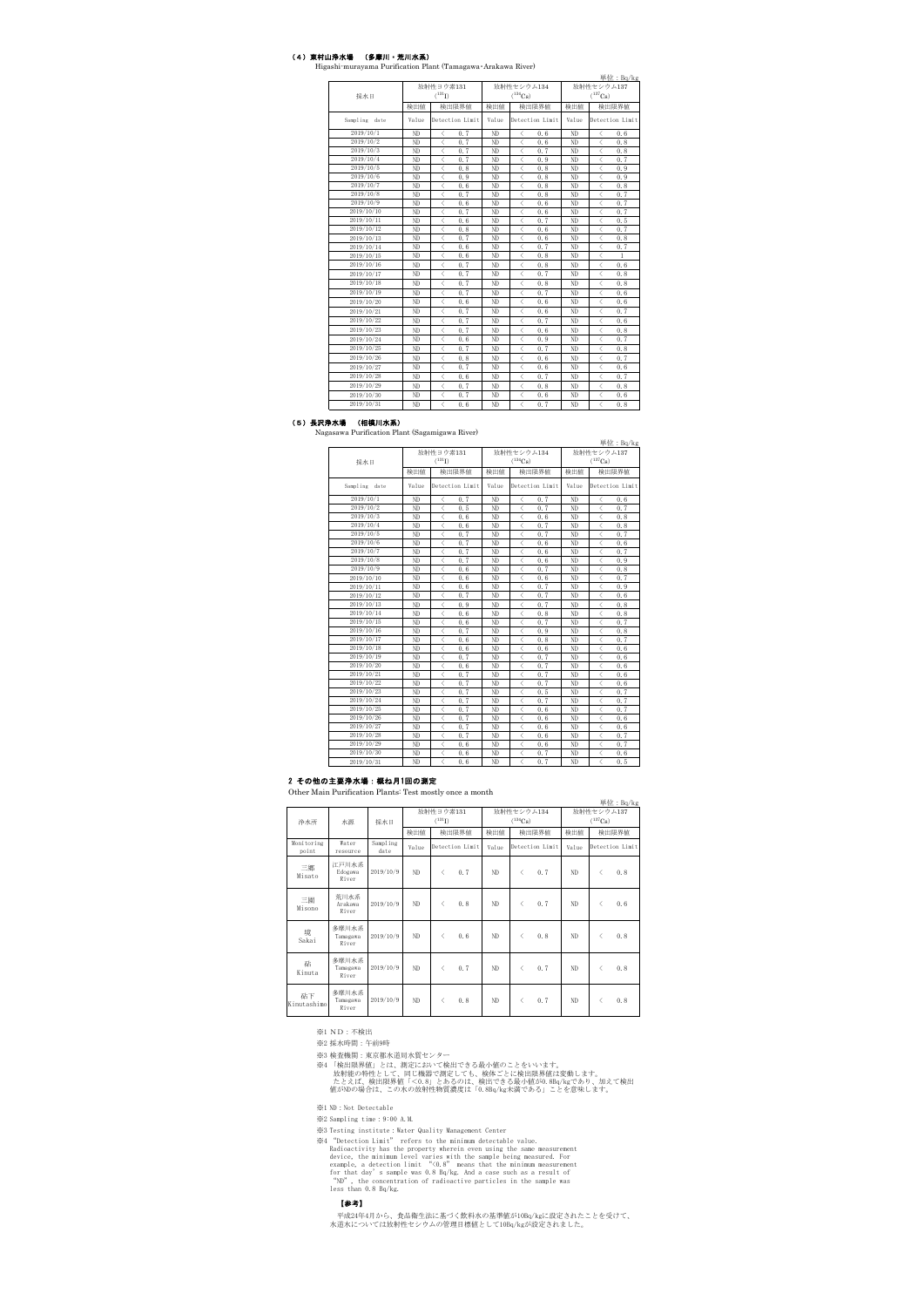### （4）東村山浄水場　（多摩川・荒川水系）

Higashi-murayama Purification Plant (Tamagawa・Arakawa River)

単位：Bq/kg

| 採水日 | 放射性ヨウ素131 ($^{131}$I) | | 放射性セシウム134 ($^{134}$Cs) | | 放射性セシウム137 ($^{137}$Cs) | |
|---|---|---|---|---|---|---|
| | 検出値 | 検出限界値 | 検出値 | 検出限界値 | 検出値 | 検出限界値 |
| Sampling date | Value | Detection Limit | Value | Detection Limit | Value | Detection Limit |
| 2019/10/1 | ND | ＜ 0.7 | ND | ＜ 0.6 | ND | ＜ 0.6 |
| 2019/10/2 | ND | ＜ 0.7 | ND | ＜ 0.6 | ND | ＜ 0.8 |
| 2019/10/3 | ND | ＜ 0.7 | ND | ＜ 0.7 | ND | ＜ 0.8 |
| 2019/10/4 | ND | ＜ 0.7 | ND | ＜ 0.9 | ND | ＜ 0.7 |
| 2019/10/5 | ND | ＜ 0.8 | ND | ＜ 0.8 | ND | ＜ 0.9 |
| 2019/10/6 | ND | ＜ 0.9 | ND | ＜ 0.8 | ND | ＜ 0.9 |
| 2019/10/7 | ND | ＜ 0.6 | ND | ＜ 0.8 | ND | ＜ 0.8 |
| 2019/10/8 | ND | ＜ 0.7 | ND | ＜ 0.8 | ND | ＜ 0.7 |
| 2019/10/9 | ND | ＜ 0.6 | ND | ＜ 0.6 | ND | ＜ 0.7 |
| 2019/10/10 | ND | ＜ 0.7 | ND | ＜ 0.6 | ND | ＜ 0.7 |
| 2019/10/11 | ND | ＜ 0.6 | ND | ＜ 0.7 | ND | ＜ 0.5 |
| 2019/10/12 | ND | ＜ 0.8 | ND | ＜ 0.6 | ND | ＜ 0.7 |
| 2019/10/13 | ND | ＜ 0.7 | ND | ＜ 0.6 | ND | ＜ 0.8 |
| 2019/10/14 | ND | ＜ 0.6 | ND | ＜ 0.7 | ND | ＜ 0.7 |
| 2019/10/15 | ND | ＜ 0.6 | ND | ＜ 0.8 | ND | ＜ 1 |
| 2019/10/16 | ND | ＜ 0.7 | ND | ＜ 0.8 | ND | ＜ 0.6 |
| 2019/10/17 | ND | ＜ 0.7 | ND | ＜ 0.7 | ND | ＜ 0.8 |
| 2019/10/18 | ND | ＜ 0.7 | ND | ＜ 0.8 | ND | ＜ 0.8 |
| 2019/10/19 | ND | ＜ 0.7 | ND | ＜ 0.7 | ND | ＜ 0.6 |
| 2019/10/20 | ND | ＜ 0.6 | ND | ＜ 0.6 | ND | ＜ 0.6 |
| 2019/10/21 | ND | ＜ 0.7 | ND | ＜ 0.6 | ND | ＜ 0.7 |
| 2019/10/22 | ND | ＜ 0.7 | ND | ＜ 0.7 | ND | ＜ 0.6 |
| 2019/10/23 | ND | ＜ 0.7 | ND | ＜ 0.6 | ND | ＜ 0.8 |
| 2019/10/24 | ND | ＜ 0.6 | ND | ＜ 0.9 | ND | ＜ 0.7 |
| 2019/10/25 | ND | ＜ 0.7 | ND | ＜ 0.7 | ND | ＜ 0.8 |
| 2019/10/26 | ND | ＜ 0.8 | ND | ＜ 0.6 | ND | ＜ 0.7 |
| 2019/10/27 | ND | ＜ 0.7 | ND | ＜ 0.6 | ND | ＜ 0.6 |
| 2019/10/28 | ND | ＜ 0.6 | ND | ＜ 0.7 | ND | ＜ 0.7 |
| 2019/10/29 | ND | ＜ 0.7 | ND | ＜ 0.8 | ND | ＜ 0.8 |
| 2019/10/30 | ND | ＜ 0.7 | ND | ＜ 0.6 | ND | ＜ 0.6 |
| 2019/10/31 | ND | ＜ 0.6 | ND | ＜ 0.7 | ND | ＜ 0.8 |

### （5）長沢浄水場　（相模川水系）

Nagasawa Purification Plant (Sagamigawa River)

単位：Bq/kg

| 採水日 | 放射性ヨウ素131 ($^{131}$I) | | 放射性セシウム134 ($^{134}$Cs) | | 放射性セシウム137 ($^{137}$Cs) | |
|---|---|---|---|---|---|---|
| | 検出値 | 検出限界値 | 検出値 | 検出限界値 | 検出値 | 検出限界値 |
| Sampling date | Value | Detection Limit | Value | Detection Limit | Value | Detection Limit |
| 2019/10/1 | ND | ＜ 0.7 | ND | ＜ 0.7 | ND | ＜ 0.6 |
| 2019/10/2 | ND | ＜ 0.5 | ND | ＜ 0.7 | ND | ＜ 0.7 |
| 2019/10/3 | ND | ＜ 0.6 | ND | ＜ 0.6 | ND | ＜ 0.8 |
| 2019/10/4 | ND | ＜ 0.6 | ND | ＜ 0.7 | ND | ＜ 0.8 |
| 2019/10/5 | ND | ＜ 0.7 | ND | ＜ 0.7 | ND | ＜ 0.7 |
| 2019/10/6 | ND | ＜ 0.7 | ND | ＜ 0.6 | ND | ＜ 0.6 |
| 2019/10/7 | ND | ＜ 0.7 | ND | ＜ 0.6 | ND | ＜ 0.7 |
| 2019/10/8 | ND | ＜ 0.7 | ND | ＜ 0.6 | ND | ＜ 0.9 |
| 2019/10/9 | ND | ＜ 0.6 | ND | ＜ 0.7 | ND | ＜ 0.8 |
| 2019/10/10 | ND | ＜ 0.6 | ND | ＜ 0.6 | ND | ＜ 0.7 |
| 2019/10/11 | ND | ＜ 0.6 | ND | ＜ 0.7 | ND | ＜ 0.9 |
| 2019/10/12 | ND | ＜ 0.7 | ND | ＜ 0.7 | ND | ＜ 0.6 |
| 2019/10/13 | ND | ＜ 0.9 | ND | ＜ 0.7 | ND | ＜ 0.8 |
| 2019/10/14 | ND | ＜ 0.6 | ND | ＜ 0.8 | ND | ＜ 0.8 |
| 2019/10/15 | ND | ＜ 0.6 | ND | ＜ 0.7 | ND | ＜ 0.7 |
| 2019/10/16 | ND | ＜ 0.7 | ND | ＜ 0.9 | ND | ＜ 0.8 |
| 2019/10/17 | ND | ＜ 0.6 | ND | ＜ 0.6 | ND | ＜ 0.7 |
| 2019/10/18 | ND | ＜ 0.6 | ND | ＜ 0.6 | ND | ＜ 0.6 |
| 2019/10/19 | ND | ＜ 0.7 | ND | ＜ 0.7 | ND | ＜ 0.6 |
| 2019/10/20 | ND | ＜ 0.6 | ND | ＜ 0.7 | ND | ＜ 0.6 |
| 2019/10/21 | ND | ＜ 0.7 | ND | ＜ 0.7 | ND | ＜ 0.6 |
| 2019/10/22 | ND | ＜ 0.7 | ND | ＜ 0.7 | ND | ＜ 0.6 |
| 2019/10/23 | ND | ＜ 0.7 | ND | ＜ 0.5 | ND | ＜ 0.7 |
| 2019/10/24 | ND | ＜ 0.7 | ND | ＜ 0.7 | ND | ＜ 0.7 |
| 2019/10/25 | ND | ＜ 0.7 | ND | ＜ 0.6 | ND | ＜ 0.7 |
| 2019/10/26 | ND | ＜ 0.7 | ND | ＜ 0.6 | ND | ＜ 0.6 |
| 2019/10/27 | ND | ＜ 0.7 | ND | ＜ 0.6 | ND | ＜ 0.6 |
| 2019/10/28 | ND | ＜ 0.7 | ND | ＜ 0.6 | ND | ＜ 0.7 |
| 2019/10/29 | ND | ＜ 0.6 | ND | ＜ 0.6 | ND | ＜ 0.7 |
| 2019/10/30 | ND | ＜ 0.6 | ND | ＜ 0.7 | ND | ＜ 0.6 |
| 2019/10/31 | ND | ＜ 0.6 | ND | ＜ 0.7 | ND | ＜ 0.5 |

## 2 その他の主要浄水場：概ね月1回の測定

Other Main Purification Plants: Test mostly once a month

単位：Bq/kg

| 浄水所 | 水源 | 採水日 | 放射性ヨウ素131 ($^{131}$I) | | 放射性セシウム134 ($^{134}$Cs) | | 放射性セシウム137 ($^{137}$Cs) | |
|---|---|---|---|---|---|---|---|---|
| | | | 検出値 | 検出限界値 | 検出値 | 検出限界値 | 検出値 | 検出限界値 |
| Monitoring point | Water resource | Sampling date | Value | Detection Limit | Value | Detection Limit | Value | Detection Limit |
| 三郷 Misato | 江戸川水系 Edogawa River | 2019/10/9 | ND | ＜ 0.7 | ND | ＜ 0.7 | ND | ＜ 0.8 |
| 三園 Misono | 荒川水系 Arakawa River | 2019/10/9 | ND | ＜ 0.8 | ND | ＜ 0.7 | ND | ＜ 0.6 |
| 境 Sakai | 多摩川水系 Tamagawa River | 2019/10/9 | ND | ＜ 0.6 | ND | ＜ 0.8 | ND | ＜ 0.8 |
| 砧 Kinuta | 多摩川水系 Tamagawa River | 2019/10/9 | ND | ＜ 0.7 | ND | ＜ 0.7 | ND | ＜ 0.8 |
| 砧下 Kinutashimo | 多摩川水系 Tamagawa River | 2019/10/9 | ND | ＜ 0.8 | ND | ＜ 0.7 | ND | ＜ 0.8 |

※1 ＮＤ：不検出

※2 採水時間：午前9時

※3 検査機関：東京都水道局水質センター

※4 「検出限界値」とは、測定において検出できる最小値のことをいいます。
放射能の特性として、同じ機器で測定しても、検体ごとに検出限界値は変動します。
たとえば、検出限界値「＜0.8」とあるのは、検出できる最小値が0.8Bq/kgであり、加えて検出値がNDの場合は、この水の放射性物質濃度は「0.8Bq/kg未満である」ことを意味します。

※1 ND：Not Detectable

※2 Sampling time：9:00 A.M.

※3 Testing institute：Water Quality Management Center

※4 "Detection Limit" refers to the minimum detectable value.
Radioactivity has the property wherein even using the same measurement device, the minimum level varies with the sample being measured. For example, a detection limit "<0.8" means that the minimum measurement for that day's sample was 0.8 Bq/kg. And a case such as a result of "ND", the concentration of radioactive particles in the sample was less than 0.8 Bq/kg.

【参考】

平成24年4月から、食品衛生法に基づく飲料水の基準値が10Bq/kgに設定されたことを受けて、水道水については放射性セシウムの管理目標値として10Bq/kgが設定されました。